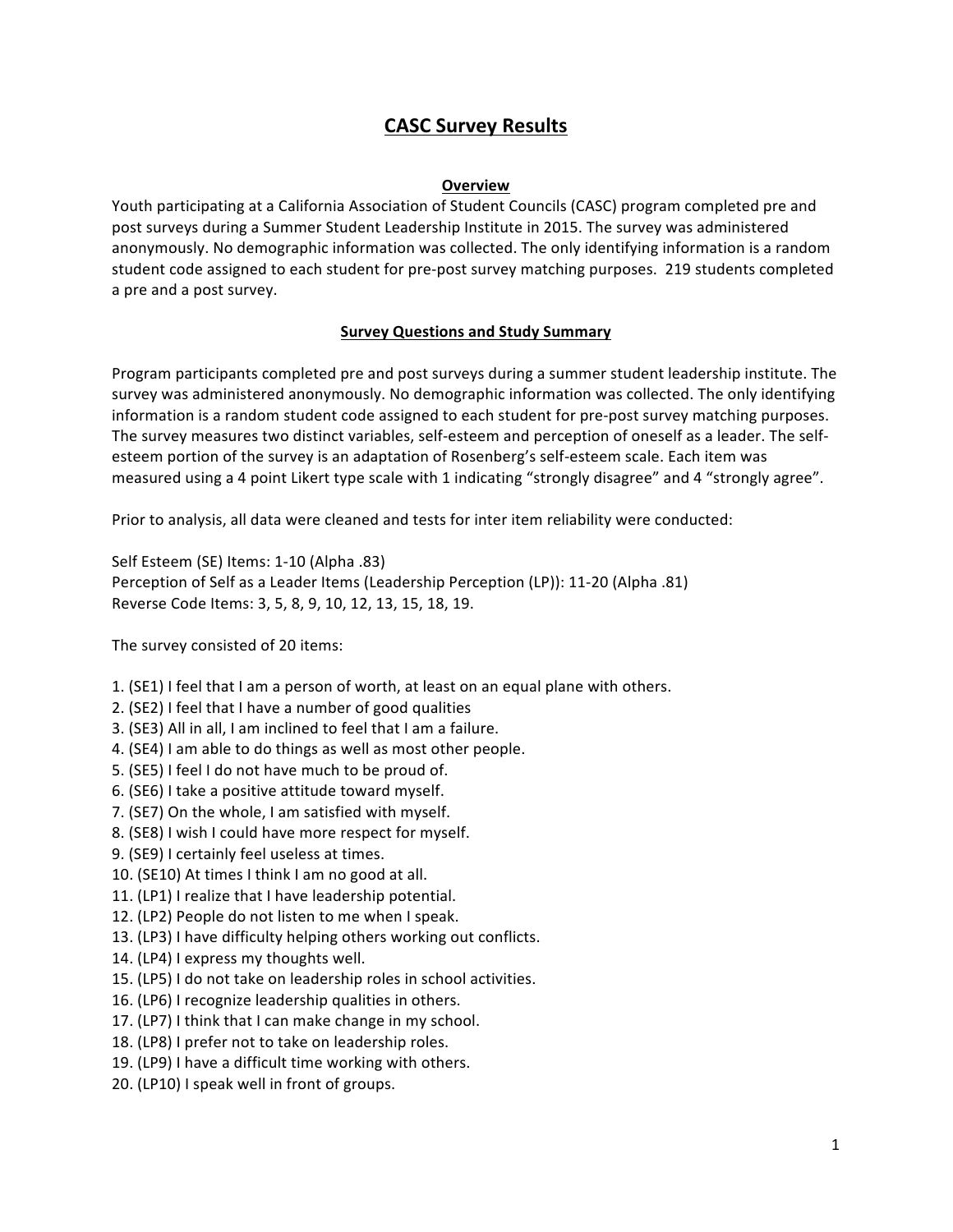# CASC Survey Results

## Overview

Youth participating at a California Association of Student Councils (CASC) program completed pre and post surveys during a Summer Student Leadership Institute in 2015. The survey was administered anonymously. No demographic information was collected. The only identifying information is a random student code assigned to each student for pre-post survey matching purposes. 219 students completed a pre and a post survey.

## Survey Questions and Study Summary

Program participants completed pre and post surveys during a summer student leadership institute. The survey was administered anonymously. No demographic information was collected. The only identifying information is a random student code assigned to each student for pre-post survey matching purposes. The survey measures two distinct variables, self-esteem and perception of oneself as a leader. The self-esteem portion of the survey is an adaptation of Rosenberg's self-esteem scale. Each item was measured using a 4 point Likert type scale with 1 indicating "strongly disagree" and 4 "strongly agree".

Prior to analysis, all data were cleaned and tests for inter item reliability were conducted:

Self Esteem (SE) Items: 1-10 (Alpha .83)
Perception of Self as a Leader Items (Leadership Perception (LP)): 11-20 (Alpha .81)
Reverse Code Items: 3, 5, 8, 9, 10, 12, 13, 15, 18, 19.

The survey consisted of 20 items:

1. (SE1) I feel that I am a person of worth, at least on an equal plane with others.
2. (SE2) I feel that I have a number of good qualities
3. (SE3) All in all, I am inclined to feel that I am a failure.
4. (SE4) I am able to do things as well as most other people.
5. (SE5) I feel I do not have much to be proud of.
6. (SE6) I take a positive attitude toward myself.
7. (SE7) On the whole, I am satisfied with myself.
8. (SE8) I wish I could have more respect for myself.
9. (SE9) I certainly feel useless at times.
10. (SE10) At times I think I am no good at all.
11. (LP1) I realize that I have leadership potential.
12. (LP2) People do not listen to me when I speak.
13. (LP3) I have difficulty helping others working out conflicts.
14. (LP4) I express my thoughts well.
15. (LP5) I do not take on leadership roles in school activities.
16. (LP6) I recognize leadership qualities in others.
17. (LP7) I think that I can make change in my school.
18. (LP8) I prefer not to take on leadership roles.
19. (LP9) I have a difficult time working with others.
20. (LP10) I speak well in front of groups.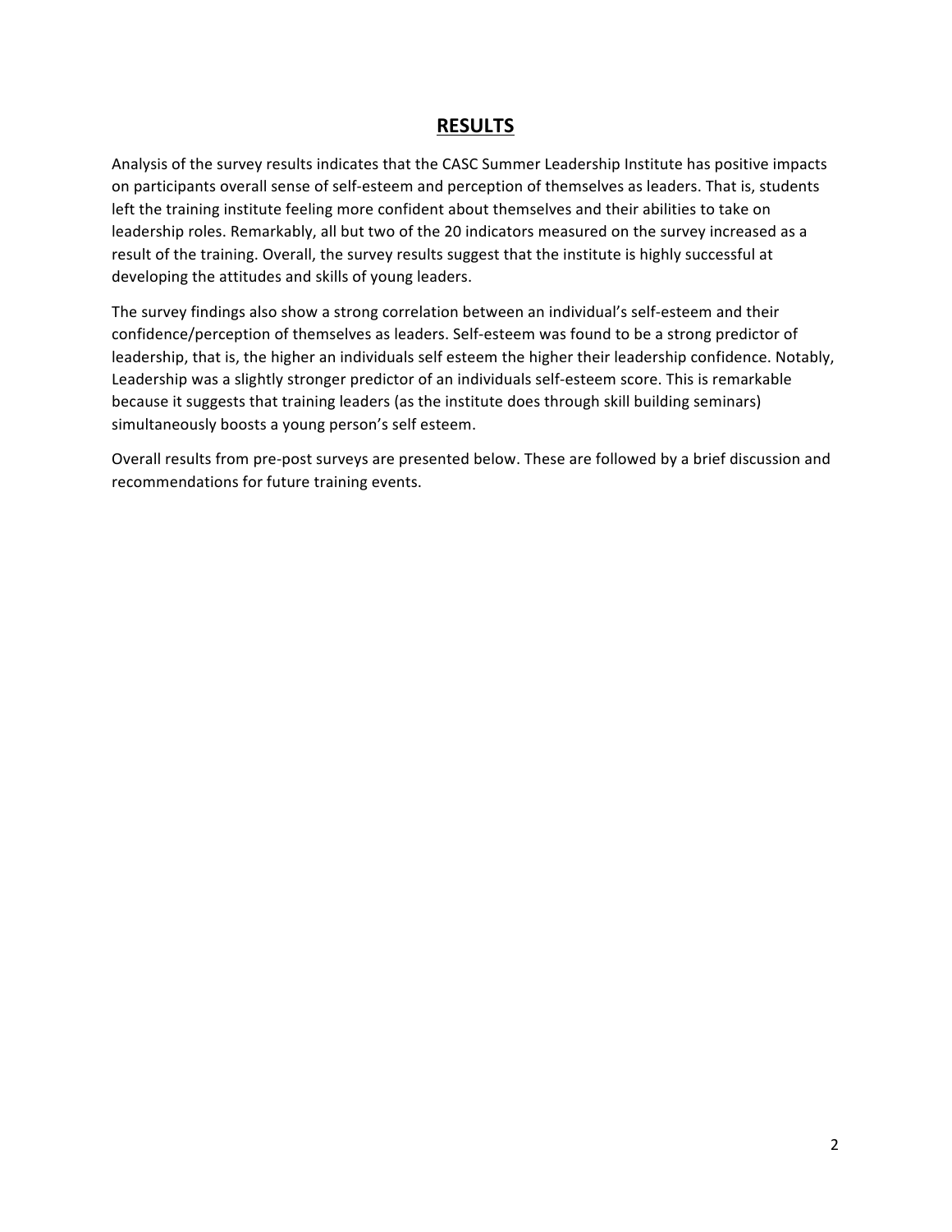## RESULTS

Analysis of the survey results indicates that the CASC Summer Leadership Institute has positive impacts on participants overall sense of self-esteem and perception of themselves as leaders. That is, students left the training institute feeling more confident about themselves and their abilities to take on leadership roles. Remarkably, all but two of the 20 indicators measured on the survey increased as a result of the training. Overall, the survey results suggest that the institute is highly successful at developing the attitudes and skills of young leaders.

The survey findings also show a strong correlation between an individual's self-esteem and their confidence/perception of themselves as leaders. Self-esteem was found to be a strong predictor of leadership, that is, the higher an individuals self esteem the higher their leadership confidence. Notably, Leadership was a slightly stronger predictor of an individuals self-esteem score. This is remarkable because it suggests that training leaders (as the institute does through skill building seminars) simultaneously boosts a young person's self esteem.

Overall results from pre-post surveys are presented below. These are followed by a brief discussion and recommendations for future training events.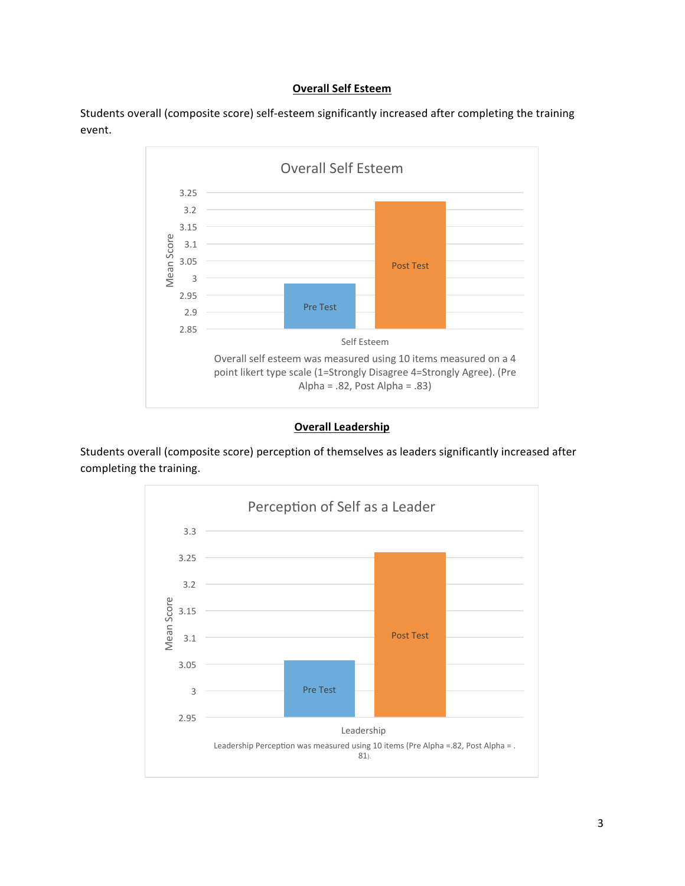## Overall Self Esteem

Students overall (composite score) self-esteem significantly increased after completing the training event.

Overall self esteem was measured using 10 items measured on a 4 point likert type scale (1=Strongly Disagree 4=Strongly Agree). (Pre Alpha = .82, Post Alpha = .83)

## Overall Leadership

Students overall (composite score) perception of themselves as leaders significantly increased after completing the training.

Leadership Perception was measured using 10 items (Pre Alpha =.82, Post Alpha = .81).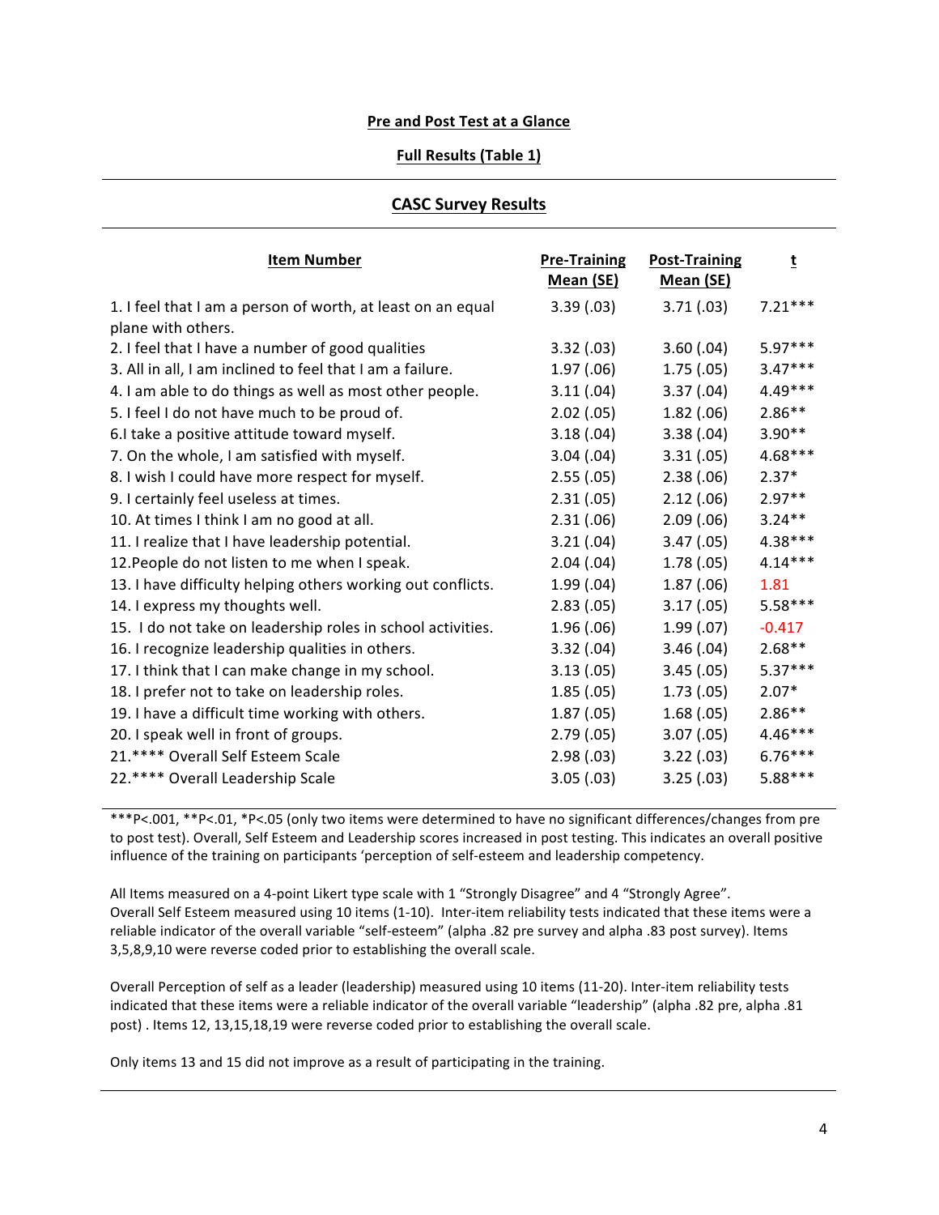**Pre and Post Test at a Glance**

**Full Results (Table 1)**

---

## CASC Survey Results

| Item Number | Pre-Training Mean (SE) | Post-Training Mean (SE) | t |
|---|---|---|---|
| 1. I feel that I am a person of worth, at least on an equal plane with others. | 3.39 (.03) | 3.71 (.03) | 7.21*** |
| 2. I feel that I have a number of good qualities | 3.32 (.03) | 3.60 (.04) | 5.97*** |
| 3. All in all, I am inclined to feel that I am a failure. | 1.97 (.06) | 1.75 (.05) | 3.47*** |
| 4. I am able to do things as well as most other people. | 3.11 (.04) | 3.37 (.04) | 4.49*** |
| 5. I feel I do not have much to be proud of. | 2.02 (.05) | 1.82 (.06) | 2.86** |
| 6.I take a positive attitude toward myself. | 3.18 (.04) | 3.38 (.04) | 3.90** |
| 7. On the whole, I am satisfied with myself. | 3.04 (.04) | 3.31 (.05) | 4.68*** |
| 8. I wish I could have more respect for myself. | 2.55 (.05) | 2.38 (.06) | 2.37* |
| 9. I certainly feel useless at times. | 2.31 (.05) | 2.12 (.06) | 2.97** |
| 10. At times I think I am no good at all. | 2.31 (.06) | 2.09 (.06) | 3.24** |
| 11. I realize that I have leadership potential. | 3.21 (.04) | 3.47 (.05) | 4.38*** |
| 12.People do not listen to me when I speak. | 2.04 (.04) | 1.78 (.05) | 4.14*** |
| 13. I have difficulty helping others working out conflicts. | 1.99 (.04) | 1.87 (.06) | 1.81 |
| 14. I express my thoughts well. | 2.83 (.05) | 3.17 (.05) | 5.58*** |
| 15. I do not take on leadership roles in school activities. | 1.96 (.06) | 1.99 (.07) | -0.417 |
| 16. I recognize leadership qualities in others. | 3.32 (.04) | 3.46 (.04) | 2.68** |
| 17. I think that I can make change in my school. | 3.13 (.05) | 3.45 (.05) | 5.37*** |
| 18. I prefer not to take on leadership roles. | 1.85 (.05) | 1.73 (.05) | 2.07* |
| 19. I have a difficult time working with others. | 1.87 (.05) | 1.68 (.05) | 2.86** |
| 20. I speak well in front of groups. | 2.79 (.05) | 3.07 (.05) | 4.46*** |
| 21.**** Overall Self Esteem Scale | 2.98 (.03) | 3.22 (.03) | 6.76*** |
| 22.**** Overall Leadership Scale | 3.05 (.03) | 3.25 (.03) | 5.88*** |

***P<.001, **P<.01, *P<.05 (only two items were determined to have no significant differences/changes from pre to post test). Overall, Self Esteem and Leadership scores increased in post testing. This indicates an overall positive influence of the training on participants 'perception of self-esteem and leadership competency.

All Items measured on a 4-point Likert type scale with 1 "Strongly Disagree" and 4 "Strongly Agree". Overall Self Esteem measured using 10 items (1-10). Inter-item reliability tests indicated that these items were a reliable indicator of the overall variable "self-esteem" (alpha .82 pre survey and alpha .83 post survey). Items 3,5,8,9,10 were reverse coded prior to establishing the overall scale.

Overall Perception of self as a leader (leadership) measured using 10 items (11-20). Inter-item reliability tests indicated that these items were a reliable indicator of the overall variable "leadership" (alpha .82 pre, alpha .81 post) . Items 12, 13,15,18,19 were reverse coded prior to establishing the overall scale.

Only items 13 and 15 did not improve as a result of participating in the training.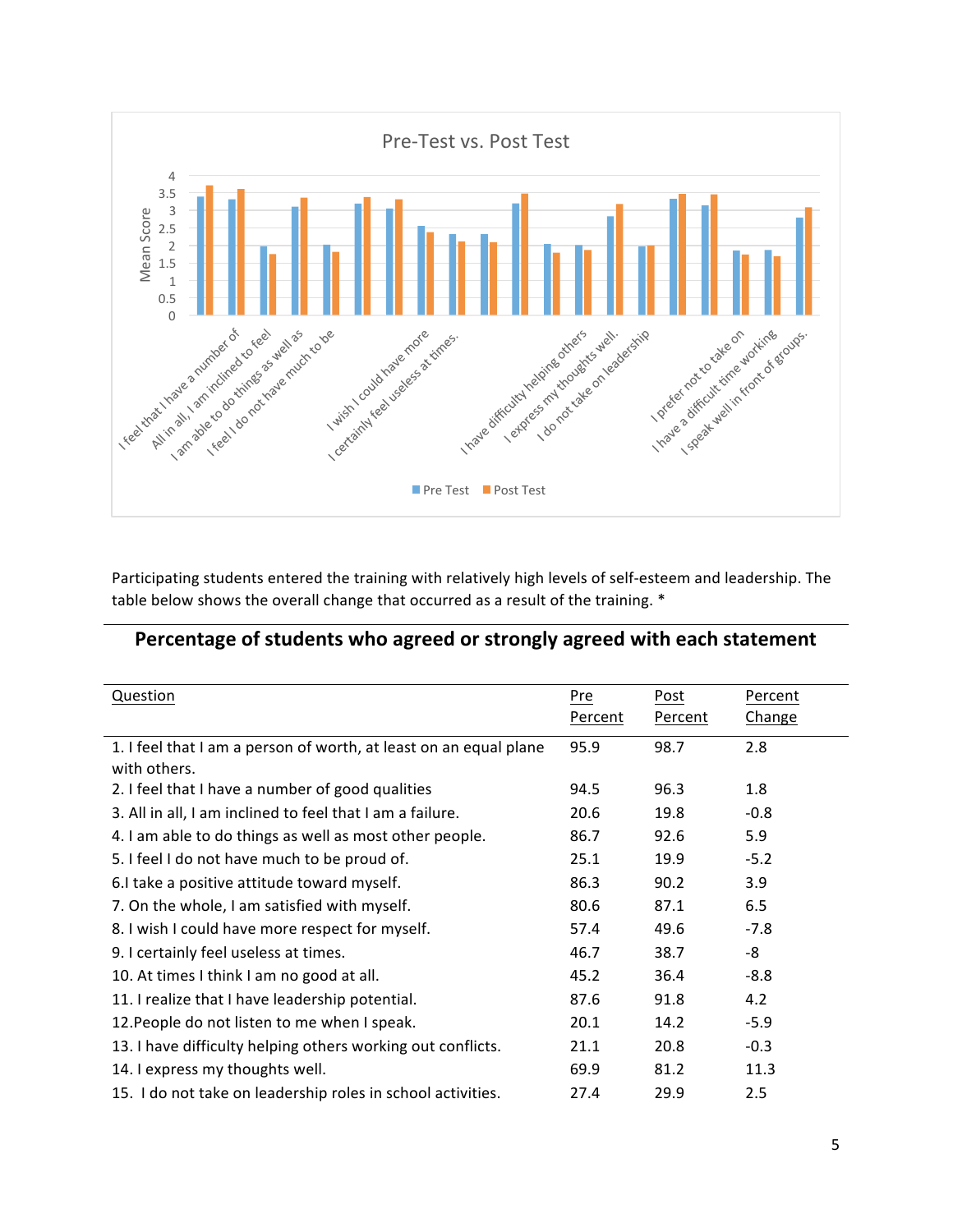**Pre-Test vs. Post Test**

Participating students entered the training with relatively high levels of self-esteem and leadership. The table below shows the overall change that occurred as a result of the training. *

## Percentage of students who agreed or strongly agreed with each statement

| Question | Pre Percent | Post Percent | Percent Change |
| --- | --- | --- | --- |
| 1. I feel that I am a person of worth, at least on an equal plane with others. | 95.9 | 98.7 | 2.8 |
| 2. I feel that I have a number of good qualities | 94.5 | 96.3 | 1.8 |
| 3. All in all, I am inclined to feel that I am a failure. | 20.6 | 19.8 | -0.8 |
| 4. I am able to do things as well as most other people. | 86.7 | 92.6 | 5.9 |
| 5. I feel I do not have much to be proud of. | 25.1 | 19.9 | -5.2 |
| 6.I take a positive attitude toward myself. | 86.3 | 90.2 | 3.9 |
| 7. On the whole, I am satisfied with myself. | 80.6 | 87.1 | 6.5 |
| 8. I wish I could have more respect for myself. | 57.4 | 49.6 | -7.8 |
| 9. I certainly feel useless at times. | 46.7 | 38.7 | -8 |
| 10. At times I think I am no good at all. | 45.2 | 36.4 | -8.8 |
| 11. I realize that I have leadership potential. | 87.6 | 91.8 | 4.2 |
| 12.People do not listen to me when I speak. | 20.1 | 14.2 | -5.9 |
| 13. I have difficulty helping others working out conflicts. | 21.1 | 20.8 | -0.3 |
| 14. I express my thoughts well. | 69.9 | 81.2 | 11.3 |
| 15. I do not take on leadership roles in school activities. | 27.4 | 29.9 | 2.5 |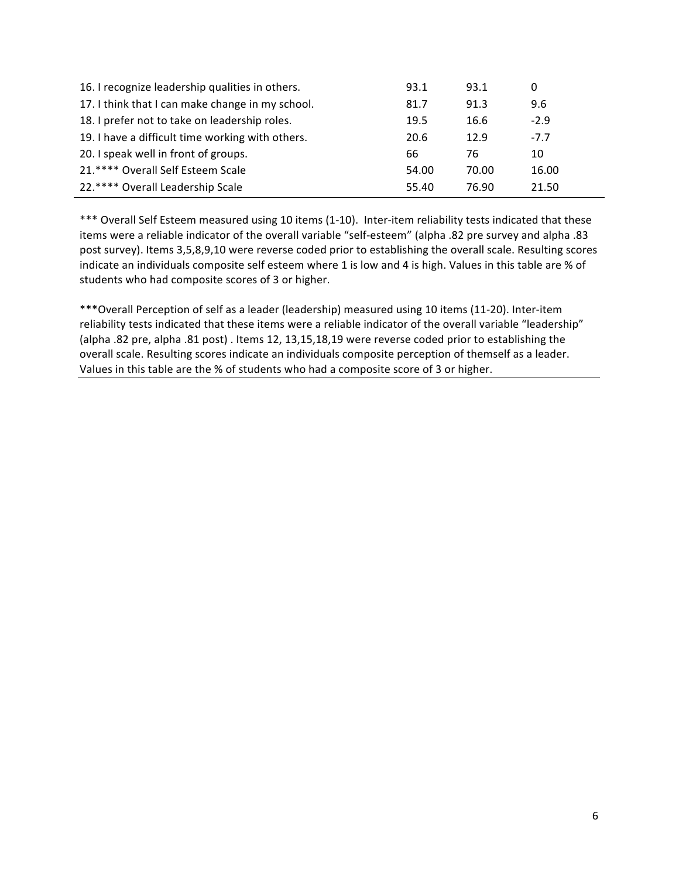| | | | |
|---|---|---|---|
| 16. I recognize leadership qualities in others. | 93.1 | 93.1 | 0 |
| 17. I think that I can make change in my school. | 81.7 | 91.3 | 9.6 |
| 18. I prefer not to take on leadership roles. | 19.5 | 16.6 | -2.9 |
| 19. I have a difficult time working with others. | 20.6 | 12.9 | -7.7 |
| 20. I speak well in front of groups. | 66 | 76 | 10 |
| 21.**** Overall Self Esteem Scale | 54.00 | 70.00 | 16.00 |
| 22.**** Overall Leadership Scale | 55.40 | 76.90 | 21.50 |

*** Overall Self Esteem measured using 10 items (1-10). Inter-item reliability tests indicated that these items were a reliable indicator of the overall variable "self-esteem" (alpha .82 pre survey and alpha .83 post survey). Items 3,5,8,9,10 were reverse coded prior to establishing the overall scale. Resulting scores indicate an individuals composite self esteem where 1 is low and 4 is high. Values in this table are % of students who had composite scores of 3 or higher.

***Overall Perception of self as a leader (leadership) measured using 10 items (11-20). Inter-item reliability tests indicated that these items were a reliable indicator of the overall variable "leadership" (alpha .82 pre, alpha .81 post) . Items 12, 13,15,18,19 were reverse coded prior to establishing the overall scale. Resulting scores indicate an individuals composite perception of themself as a leader. Values in this table are the % of students who had a composite score of 3 or higher.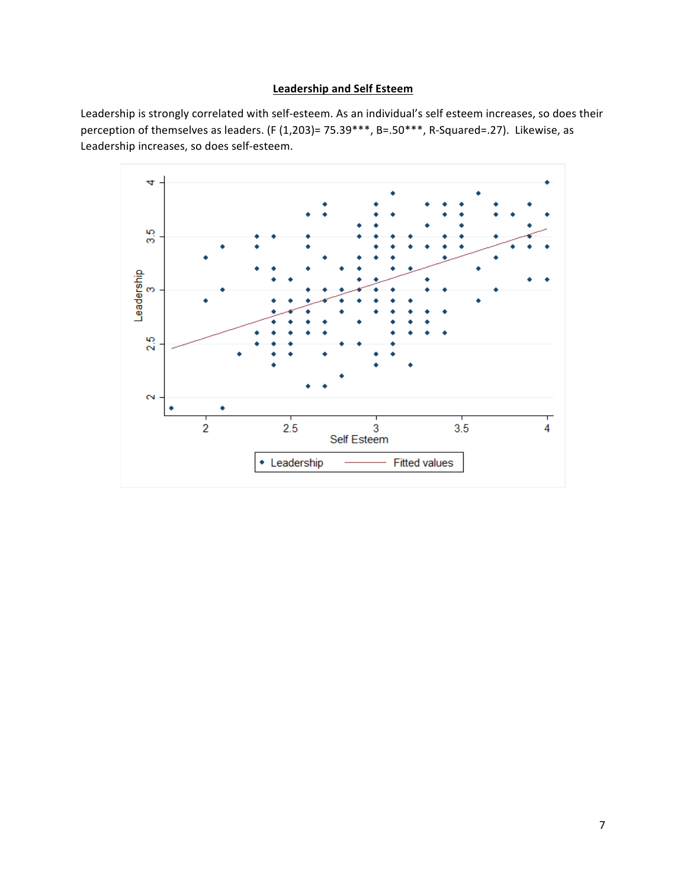**Leadership and Self Esteem**

Leadership is strongly correlated with self-esteem. As an individual's self esteem increases, so does their perception of themselves as leaders. ($F(1,203) = 75.39$***, $B = .50$***, R-Squared=.27). Likewise, as Leadership increases, so does self-esteem.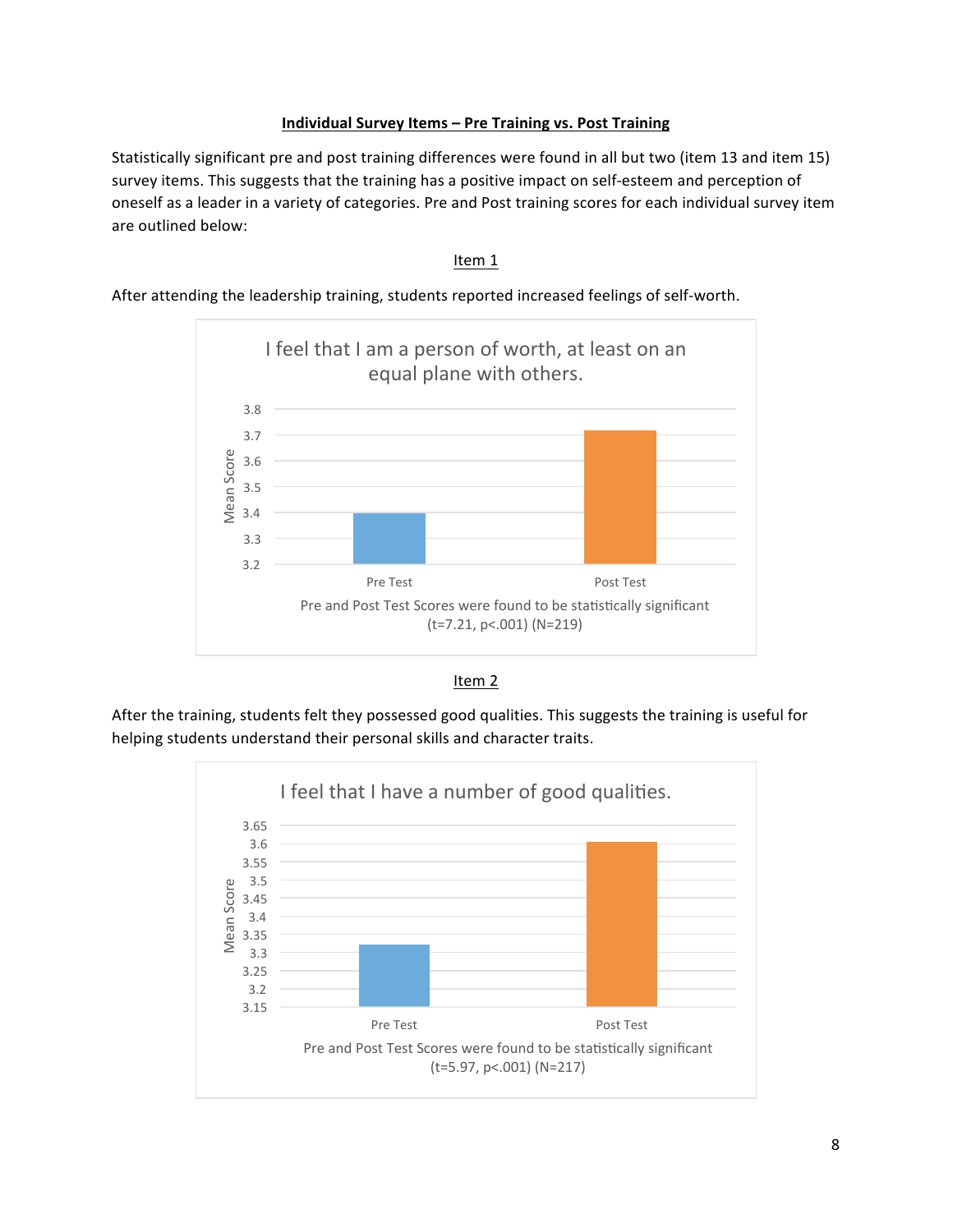## Individual Survey Items – Pre Training vs. Post Training

Statistically significant pre and post training differences were found in all but two (item 13 and item 15) survey items. This suggests that the training has a positive impact on self-esteem and perception of oneself as a leader in a variety of categories. Pre and Post training scores for each individual survey item are outlined below:

### Item 1

After attending the leadership training, students reported increased feelings of self-worth.

**I feel that I am a person of worth, at least on an equal plane with others.**

Pre and Post Test Scores were found to be statistically significant ($t=7.21$, $p<.001$) ($N=219$)

### Item 2

After the training, students felt they possessed good qualities. This suggests the training is useful for helping students understand their personal skills and character traits.

**I feel that I have a number of good qualities.**

Pre and Post Test Scores were found to be statistically significant ($t=5.97$, $p<.001$) ($N=217$)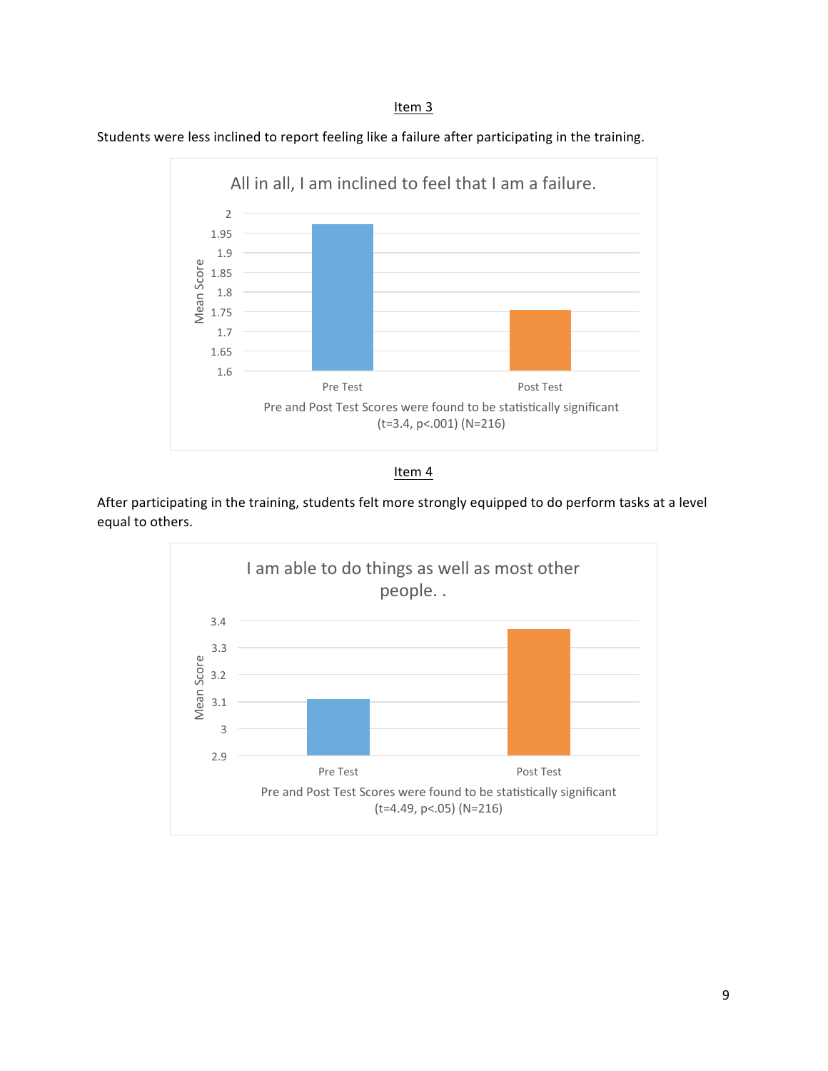## Item 3

Students were less inclined to report feeling like a failure after participating in the training.

All in all, I am inclined to feel that I am a failure.

Pre and Post Test Scores were found to be statistically significant ($t=3.4$, $p<.001$) ($N=216$)

## Item 4

After participating in the training, students felt more strongly equipped to do perform tasks at a level equal to others.

I am able to do things as well as most other people. .

Pre and Post Test Scores were found to be statistically significant ($t=4.49$, $p<.05$) ($N=216$)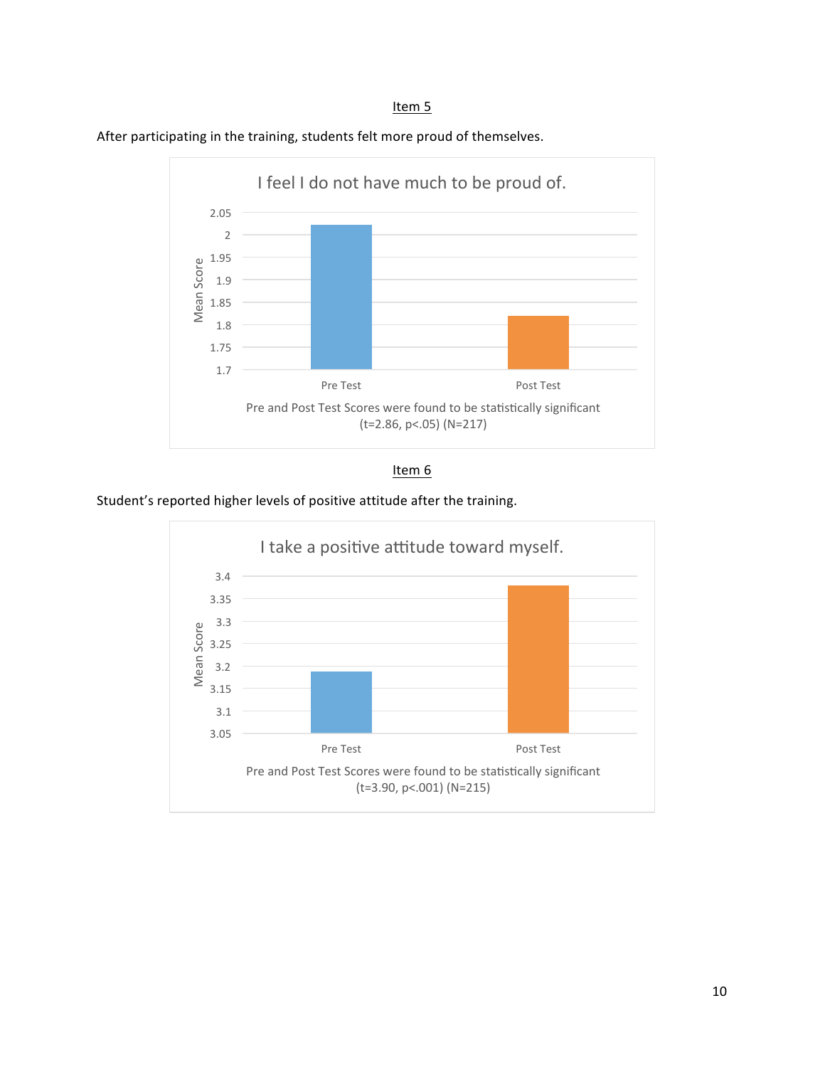Item 5

After participating in the training, students felt more proud of themselves.

I feel I do not have much to be proud of.

Pre and Post Test Scores were found to be statistically significant ($t=2.86$, $p<.05$) ($N=217$)

Item 6

Student's reported higher levels of positive attitude after the training.

I take a positive attitude toward myself.

Pre and Post Test Scores were found to be statistically significant ($t=3.90$, $p<.001$) ($N=215$)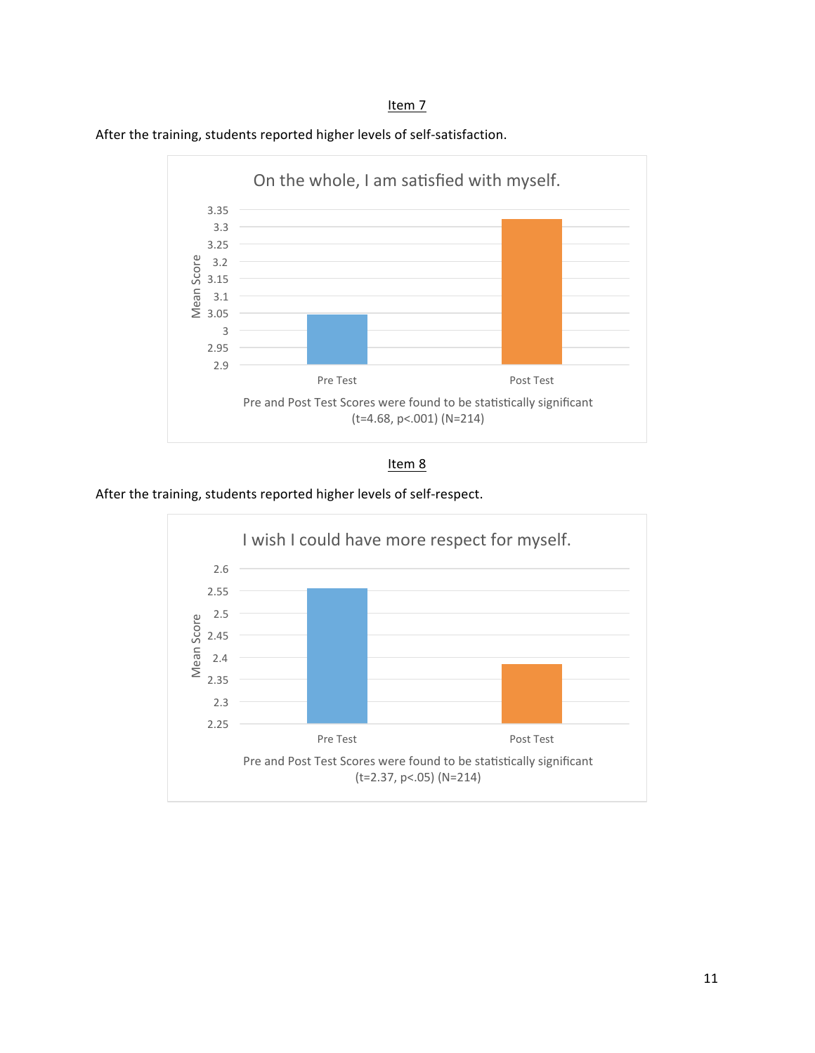<u>Item 7</u>

After the training, students reported higher levels of self-satisfaction.

On the whole, I am satisfied with myself.

Pre and Post Test Scores were found to be statistically significant ($t=4.68$, $p<.001$) ($N=214$)

<u>Item 8</u>

After the training, students reported higher levels of self-respect.

I wish I could have more respect for myself.

Pre and Post Test Scores were found to be statistically significant ($t=2.37$, $p<.05$) ($N=214$)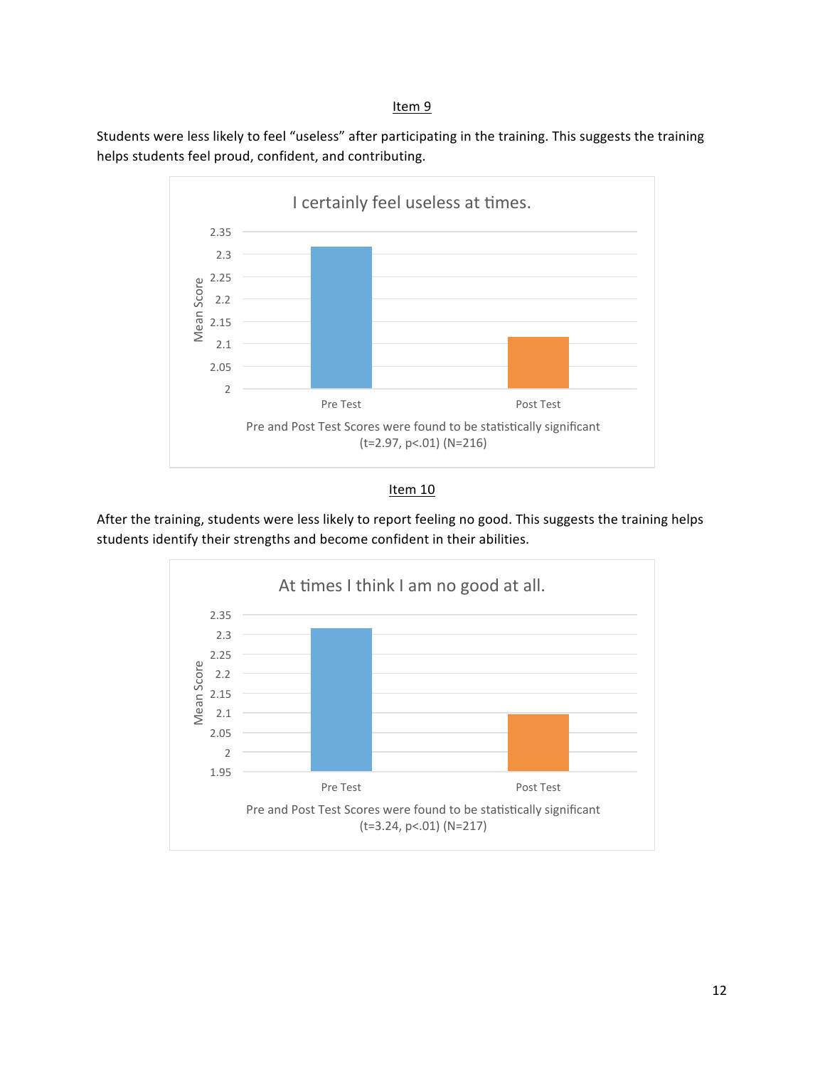## Item 9

Students were less likely to feel "useless" after participating in the training. This suggests the training helps students feel proud, confident, and contributing.

I certainly feel useless at times.

Pre and Post Test Scores were found to be statistically significant ($t=2.97$, $p<.01$) ($N=216$)

## Item 10

After the training, students were less likely to report feeling no good. This suggests the training helps students identify their strengths and become confident in their abilities.

At times I think I am no good at all.

Pre and Post Test Scores were found to be statistically significant ($t=3.24$, $p<.01$) ($N=217$)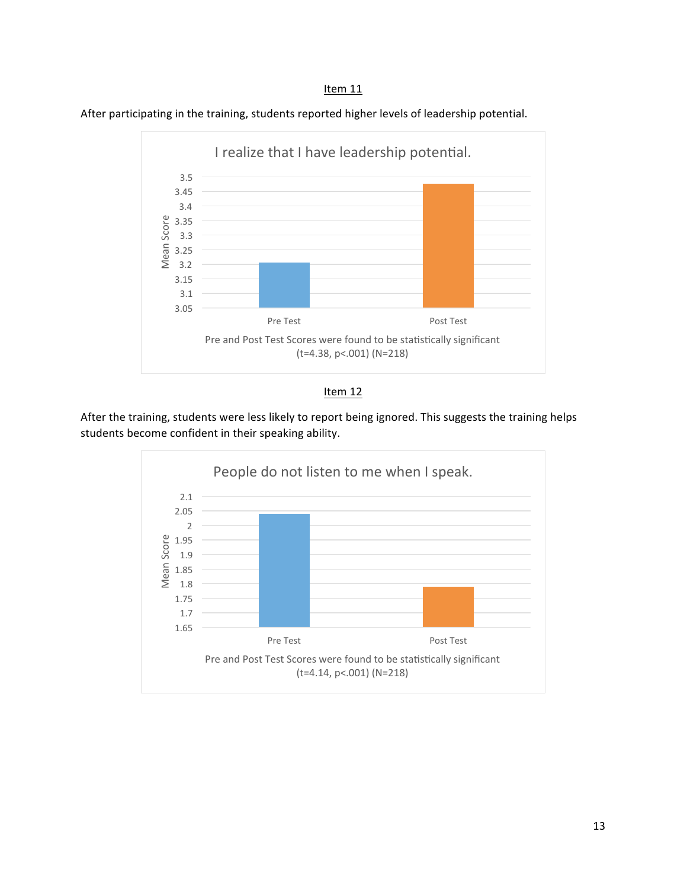Item 11

After participating in the training, students reported higher levels of leadership potential.

I realize that I have leadership potential.

Pre and Post Test Scores were found to be statistically significant ($t=4.38$, $p<.001$) ($N=218$)

Item 12

After the training, students were less likely to report being ignored. This suggests the training helps students become confident in their speaking ability.

People do not listen to me when I speak.

Pre and Post Test Scores were found to be statistically significant ($t=4.14$, $p<.001$) ($N=218$)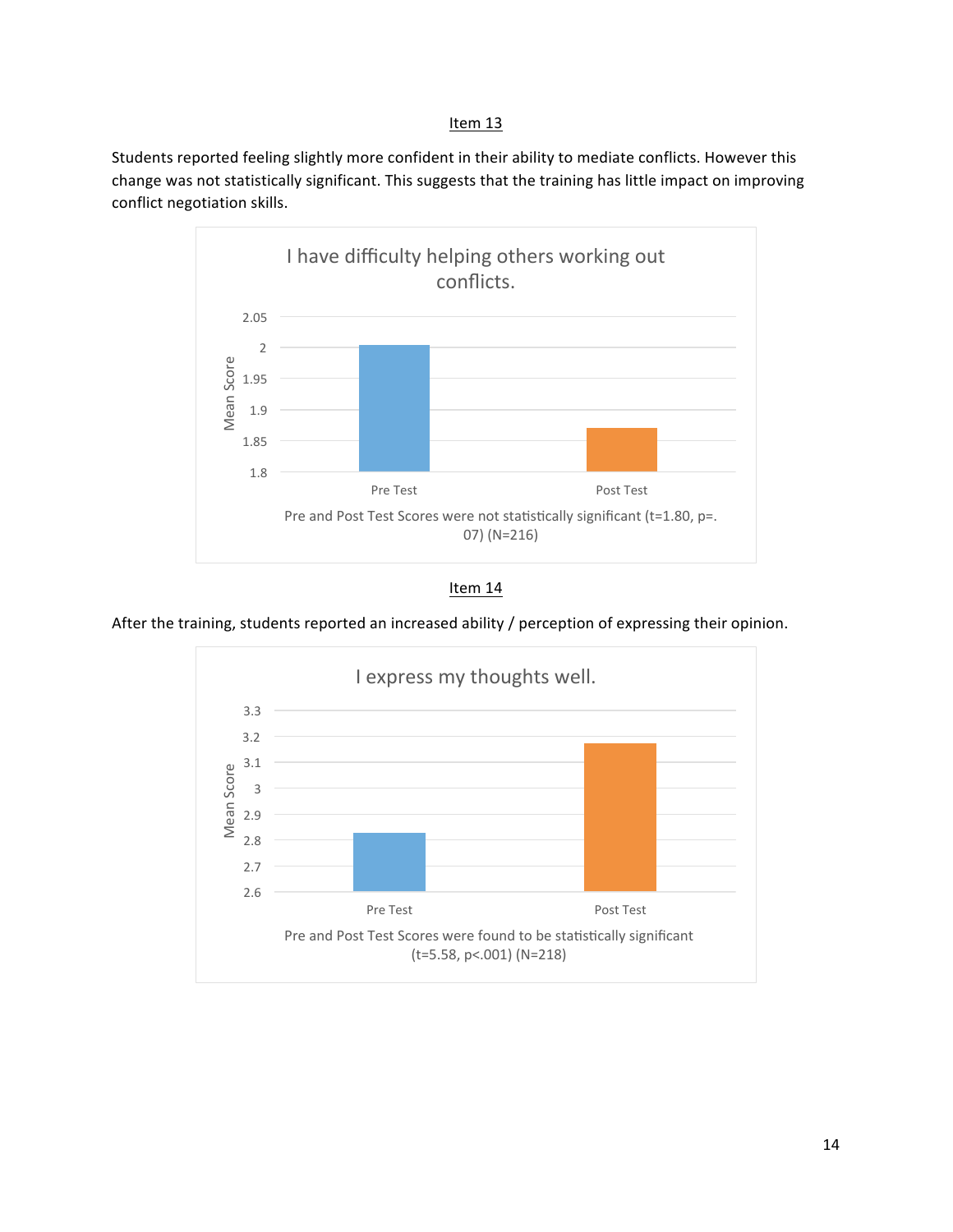## Item 13

Students reported feeling slightly more confident in their ability to mediate conflicts. However this change was not statistically significant. This suggests that the training has little impact on improving conflict negotiation skills.

**I have difficulty helping others working out conflicts.**

Pre and Post Test Scores were not statistically significant (t=1.80, p=.07) (N=216)

## Item 14

After the training, students reported an increased ability / perception of expressing their opinion.

**I express my thoughts well.**

Pre and Post Test Scores were found to be statistically significant (t=5.58, p<.001) (N=218)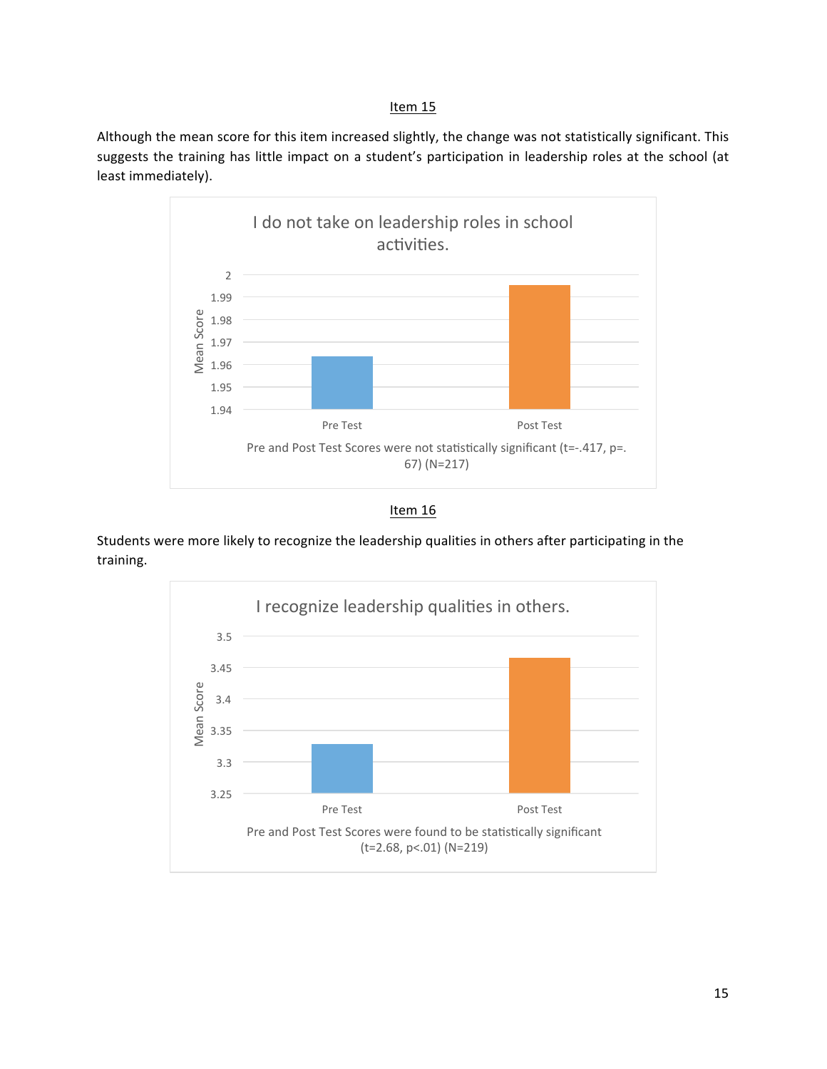Item 15

Although the mean score for this item increased slightly, the change was not statistically significant. This suggests the training has little impact on a student's participation in leadership roles at the school (at least immediately).

I do not take on leadership roles in school activities.

| | Mean Score |
|---|---|
| Pre Test | ~1.964 |
| Post Test | ~1.995 |

Pre and Post Test Scores were not statistically significant ($t=-.417$, $p=.67$) ($N=217$)

Item 16

Students were more likely to recognize the leadership qualities in others after participating in the training.

I recognize leadership qualities in others.

| | Mean Score |
|---|---|
| Pre Test | ~3.33 |
| Post Test | ~3.465 |

Pre and Post Test Scores were found to be statistically significant ($t=2.68$, $p<.01$) ($N=219$)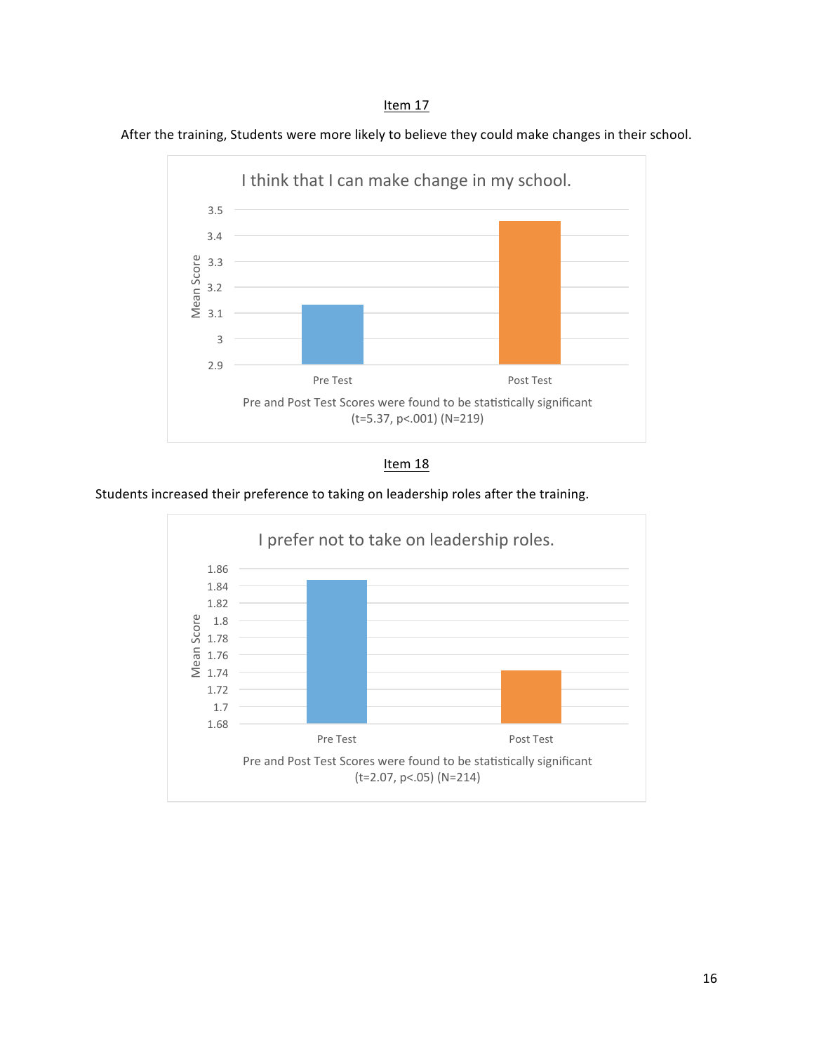Item 17

After the training, Students were more likely to believe they could make changes in their school.

I think that I can make change in my school.

Pre and Post Test Scores were found to be statistically significant ($t=5.37$, $p<.001$) ($N=219$)

Item 18

Students increased their preference to taking on leadership roles after the training.

I prefer not to take on leadership roles.

Pre and Post Test Scores were found to be statistically significant ($t=2.07$, $p<.05$) ($N=214$)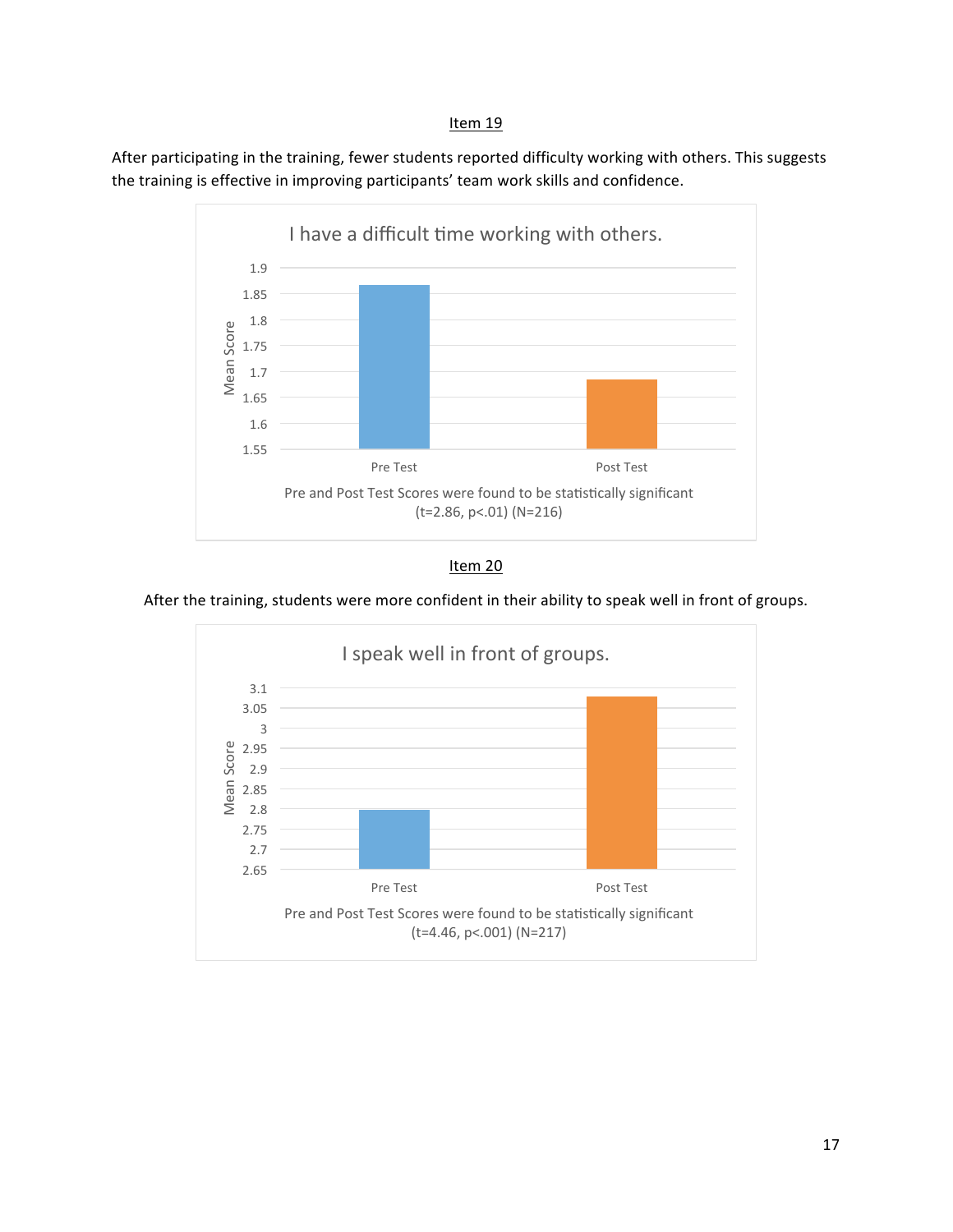Item 19

After participating in the training, fewer students reported difficulty working with others. This suggests the training is effective in improving participants' team work skills and confidence.

I have a difficult time working with others.

Pre and Post Test Scores were found to be statistically significant ($t=2.86$, $p<.01$) ($N=216$)

Item 20

After the training, students were more confident in their ability to speak well in front of groups.

I speak well in front of groups.

Pre and Post Test Scores were found to be statistically significant ($t=4.46$, $p<.001$) ($N=217$)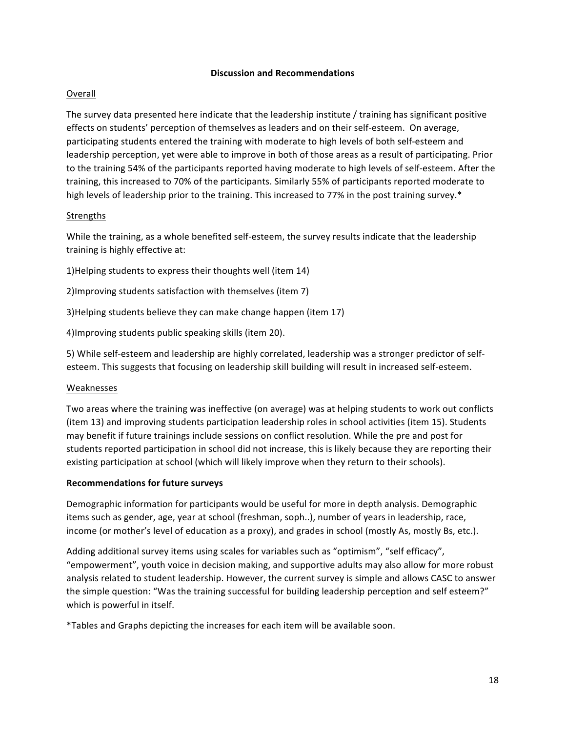## Discussion and Recommendations

### Overall

The survey data presented here indicate that the leadership institute / training has significant positive effects on students' perception of themselves as leaders and on their self-esteem. On average, participating students entered the training with moderate to high levels of both self-esteem and leadership perception, yet were able to improve in both of those areas as a result of participating. Prior to the training 54% of the participants reported having moderate to high levels of self-esteem. After the training, this increased to 70% of the participants. Similarly 55% of participants reported moderate to high levels of leadership prior to the training. This increased to 77% in the post training survey.*

### Strengths

While the training, as a whole benefited self-esteem, the survey results indicate that the leadership training is highly effective at:

1)Helping students to express their thoughts well (item 14)

2)Improving students satisfaction with themselves (item 7)

3)Helping students believe they can make change happen (item 17)

4)Improving students public speaking skills (item 20).

5) While self-esteem and leadership are highly correlated, leadership was a stronger predictor of self-esteem. This suggests that focusing on leadership skill building will result in increased self-esteem.

### Weaknesses

Two areas where the training was ineffective (on average) was at helping students to work out conflicts (item 13) and improving students participation leadership roles in school activities (item 15). Students may benefit if future trainings include sessions on conflict resolution. While the pre and post for students reported participation in school did not increase, this is likely because they are reporting their existing participation at school (which will likely improve when they return to their schools).

**Recommendations for future surveys**

Demographic information for participants would be useful for more in depth analysis. Demographic items such as gender, age, year at school (freshman, soph..), number of years in leadership, race, income (or mother's level of education as a proxy), and grades in school (mostly As, mostly Bs, etc.).

Adding additional survey items using scales for variables such as "optimism", "self efficacy", "empowerment", youth voice in decision making, and supportive adults may also allow for more robust analysis related to student leadership. However, the current survey is simple and allows CASC to answer the simple question: "Was the training successful for building leadership perception and self esteem?" which is powerful in itself.

*Tables and Graphs depicting the increases for each item will be available soon.